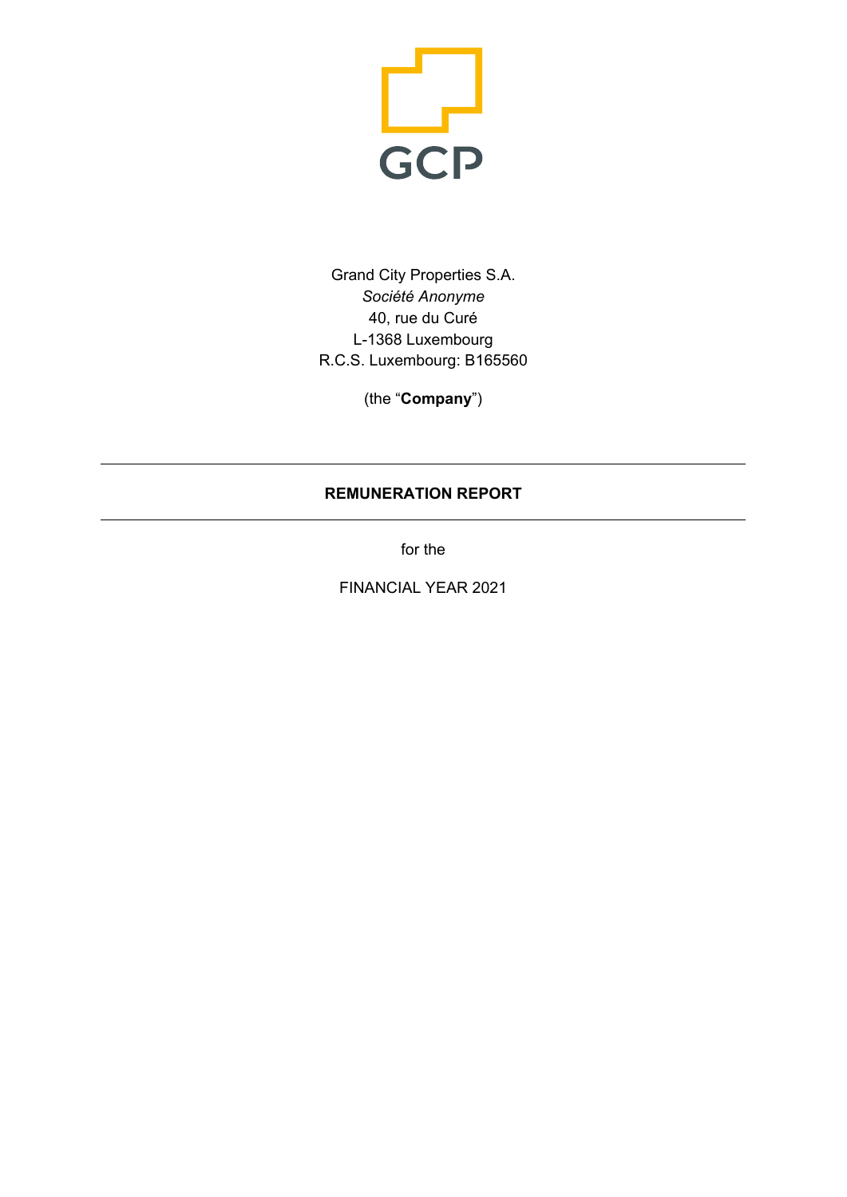GCP

Grand City Properties S.A.
*Société Anonyme*
40, rue du Curé
L-1368 Luxembourg
R.C.S. Luxembourg: B165560

(the "**Company**")

---

# REMUNERATION REPORT

---

for the

FINANCIAL YEAR 2021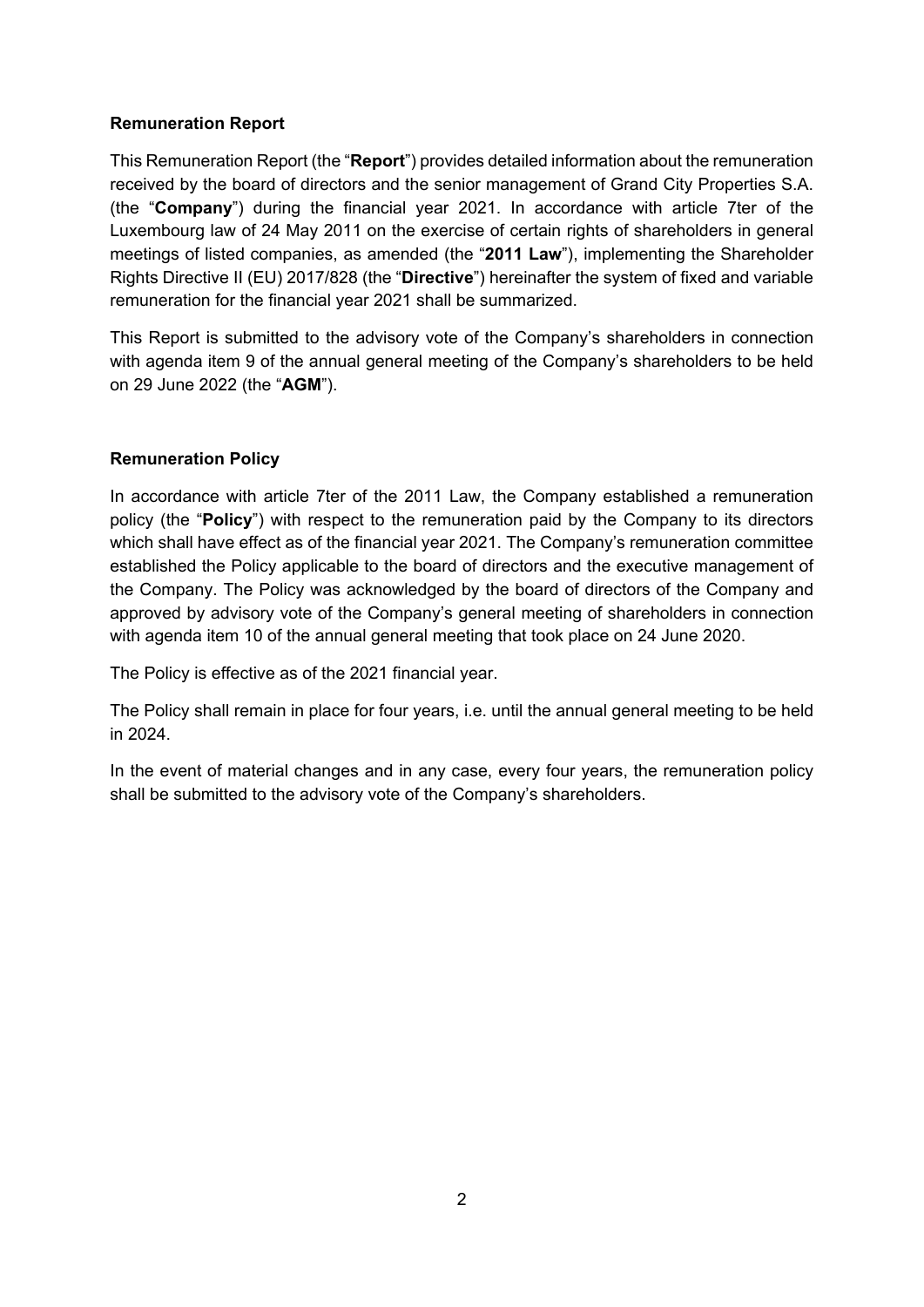## Remuneration Report

This Remuneration Report (the "**Report**") provides detailed information about the remuneration received by the board of directors and the senior management of Grand City Properties S.A. (the "**Company**") during the financial year 2021. In accordance with article 7ter of the Luxembourg law of 24 May 2011 on the exercise of certain rights of shareholders in general meetings of listed companies, as amended (the "**2011 Law**"), implementing the Shareholder Rights Directive II (EU) 2017/828 (the "**Directive**") hereinafter the system of fixed and variable remuneration for the financial year 2021 shall be summarized.

This Report is submitted to the advisory vote of the Company's shareholders in connection with agenda item 9 of the annual general meeting of the Company's shareholders to be held on 29 June 2022 (the "**AGM**").

## Remuneration Policy

In accordance with article 7ter of the 2011 Law, the Company established a remuneration policy (the "**Policy**") with respect to the remuneration paid by the Company to its directors which shall have effect as of the financial year 2021. The Company's remuneration committee established the Policy applicable to the board of directors and the executive management of the Company. The Policy was acknowledged by the board of directors of the Company and approved by advisory vote of the Company's general meeting of shareholders in connection with agenda item 10 of the annual general meeting that took place on 24 June 2020.

The Policy is effective as of the 2021 financial year.

The Policy shall remain in place for four years, i.e. until the annual general meeting to be held in 2024.

In the event of material changes and in any case, every four years, the remuneration policy shall be submitted to the advisory vote of the Company's shareholders.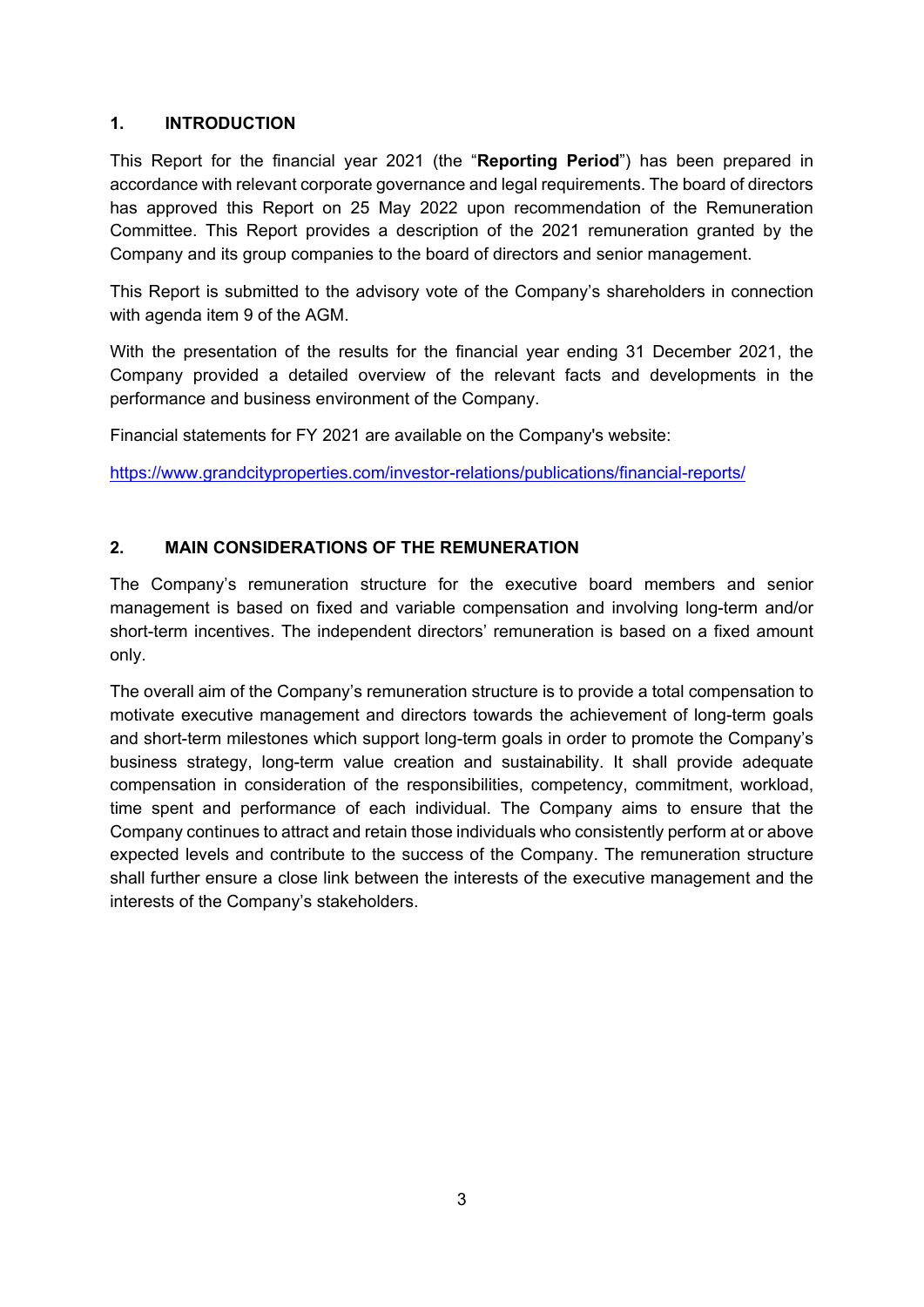## 1. INTRODUCTION

This Report for the financial year 2021 (the "**Reporting Period**") has been prepared in accordance with relevant corporate governance and legal requirements. The board of directors has approved this Report on 25 May 2022 upon recommendation of the Remuneration Committee. This Report provides a description of the 2021 remuneration granted by the Company and its group companies to the board of directors and senior management.

This Report is submitted to the advisory vote of the Company's shareholders in connection with agenda item 9 of the AGM.

With the presentation of the results for the financial year ending 31 December 2021, the Company provided a detailed overview of the relevant facts and developments in the performance and business environment of the Company.

Financial statements for FY 2021 are available on the Company's website:

https://www.grandcityproperties.com/investor-relations/publications/financial-reports/

## 2. MAIN CONSIDERATIONS OF THE REMUNERATION

The Company's remuneration structure for the executive board members and senior management is based on fixed and variable compensation and involving long-term and/or short-term incentives. The independent directors' remuneration is based on a fixed amount only.

The overall aim of the Company's remuneration structure is to provide a total compensation to motivate executive management and directors towards the achievement of long-term goals and short-term milestones which support long-term goals in order to promote the Company's business strategy, long-term value creation and sustainability. It shall provide adequate compensation in consideration of the responsibilities, competency, commitment, workload, time spent and performance of each individual. The Company aims to ensure that the Company continues to attract and retain those individuals who consistently perform at or above expected levels and contribute to the success of the Company. The remuneration structure shall further ensure a close link between the interests of the executive management and the interests of the Company's stakeholders.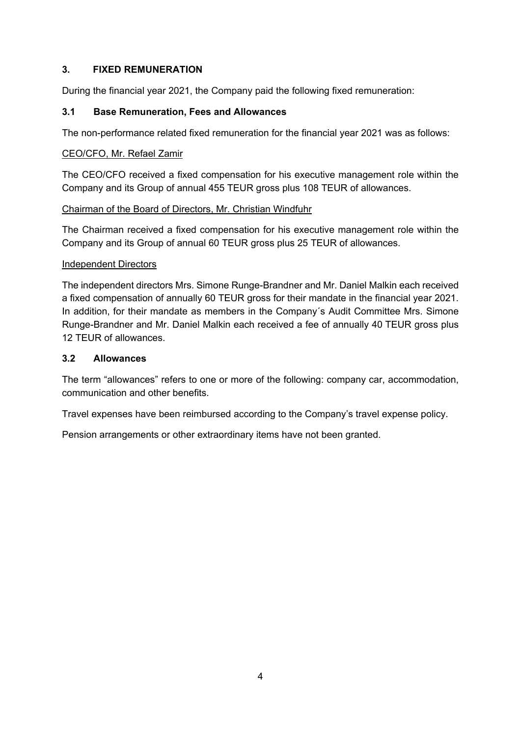## 3. FIXED REMUNERATION

During the financial year 2021, the Company paid the following fixed remuneration:

### 3.1 Base Remuneration, Fees and Allowances

The non-performance related fixed remuneration for the financial year 2021 was as follows:

CEO/CFO, Mr. Refael Zamir

The CEO/CFO received a fixed compensation for his executive management role within the Company and its Group of annual 455 TEUR gross plus 108 TEUR of allowances.

Chairman of the Board of Directors, Mr. Christian Windfuhr

The Chairman received a fixed compensation for his executive management role within the Company and its Group of annual 60 TEUR gross plus 25 TEUR of allowances.

Independent Directors

The independent directors Mrs. Simone Runge-Brandner and Mr. Daniel Malkin each received a fixed compensation of annually 60 TEUR gross for their mandate in the financial year 2021. In addition, for their mandate as members in the Company´s Audit Committee Mrs. Simone Runge-Brandner and Mr. Daniel Malkin each received a fee of annually 40 TEUR gross plus 12 TEUR of allowances.

### 3.2 Allowances

The term "allowances" refers to one or more of the following: company car, accommodation, communication and other benefits.

Travel expenses have been reimbursed according to the Company's travel expense policy.

Pension arrangements or other extraordinary items have not been granted.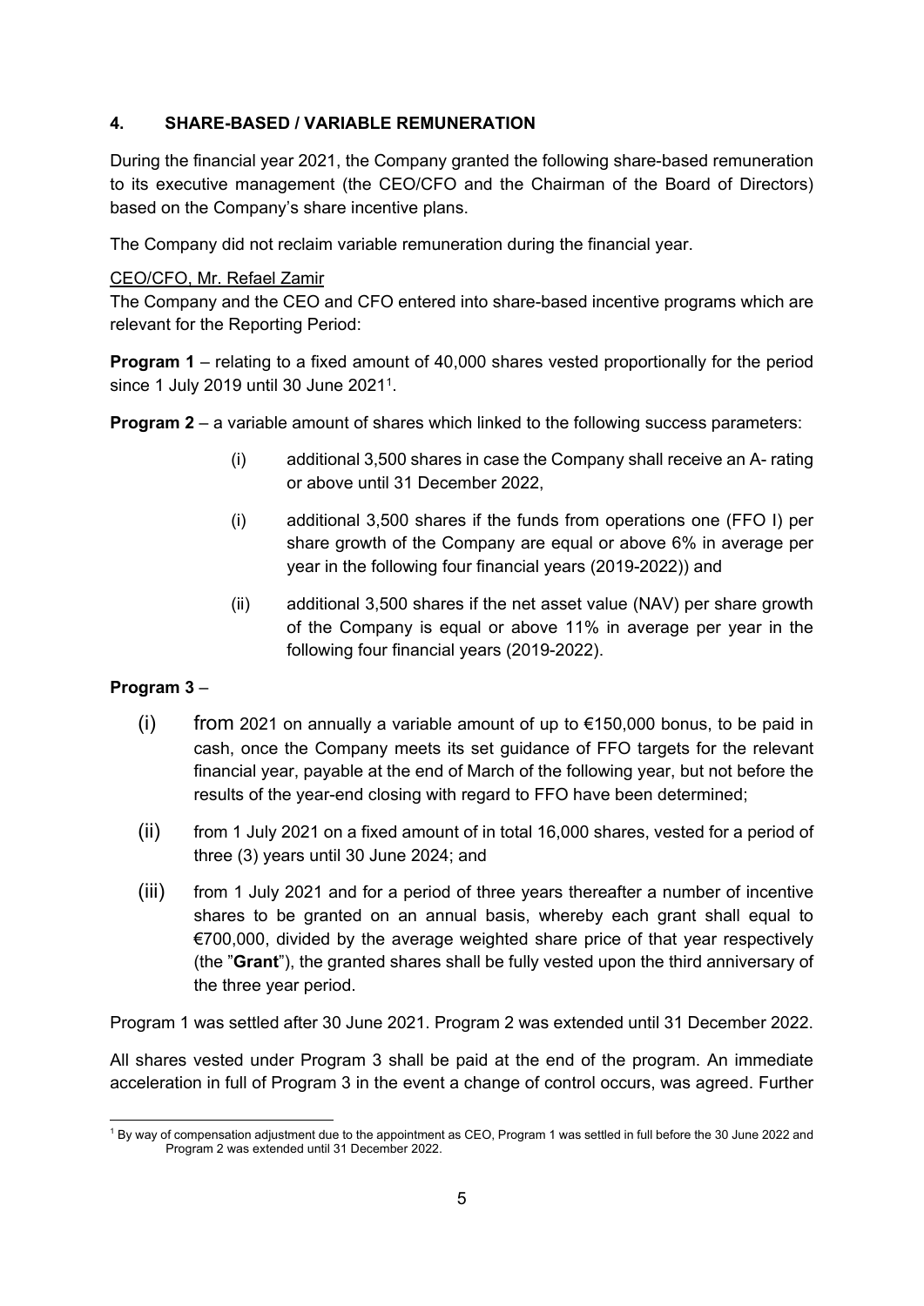## 4. SHARE-BASED / VARIABLE REMUNERATION

During the financial year 2021, the Company granted the following share-based remuneration to its executive management (the CEO/CFO and the Chairman of the Board of Directors) based on the Company's share incentive plans.

The Company did not reclaim variable remuneration during the financial year.

CEO/CFO, Mr. Refael Zamir

The Company and the CEO and CFO entered into share-based incentive programs which are relevant for the Reporting Period:

**Program 1** – relating to a fixed amount of 40,000 shares vested proportionally for the period since 1 July 2019 until 30 June 2021[1].

**Program 2** – a variable amount of shares which linked to the following success parameters:

(i) additional 3,500 shares in case the Company shall receive an A- rating or above until 31 December 2022,

(i) additional 3,500 shares if the funds from operations one (FFO I) per share growth of the Company are equal or above 6% in average per year in the following four financial years (2019-2022)) and

(ii) additional 3,500 shares if the net asset value (NAV) per share growth of the Company is equal or above 11% in average per year in the following four financial years (2019-2022).

**Program 3** –

(i) from 2021 on annually a variable amount of up to €150,000 bonus, to be paid in cash, once the Company meets its set guidance of FFO targets for the relevant financial year, payable at the end of March of the following year, but not before the results of the year-end closing with regard to FFO have been determined;

(ii) from 1 July 2021 on a fixed amount of in total 16,000 shares, vested for a period of three (3) years until 30 June 2024; and

(iii) from 1 July 2021 and for a period of three years thereafter a number of incentive shares to be granted on an annual basis, whereby each grant shall equal to €700,000, divided by the average weighted share price of that year respectively (the "**Grant**"), the granted shares shall be fully vested upon the third anniversary of the three year period.

Program 1 was settled after 30 June 2021. Program 2 was extended until 31 December 2022.

All shares vested under Program 3 shall be paid at the end of the program. An immediate acceleration in full of Program 3 in the event a change of control occurs, was agreed. Further

---

[1] By way of compensation adjustment due to the appointment as CEO, Program 1 was settled in full before the 30 June 2022 and Program 2 was extended until 31 December 2022.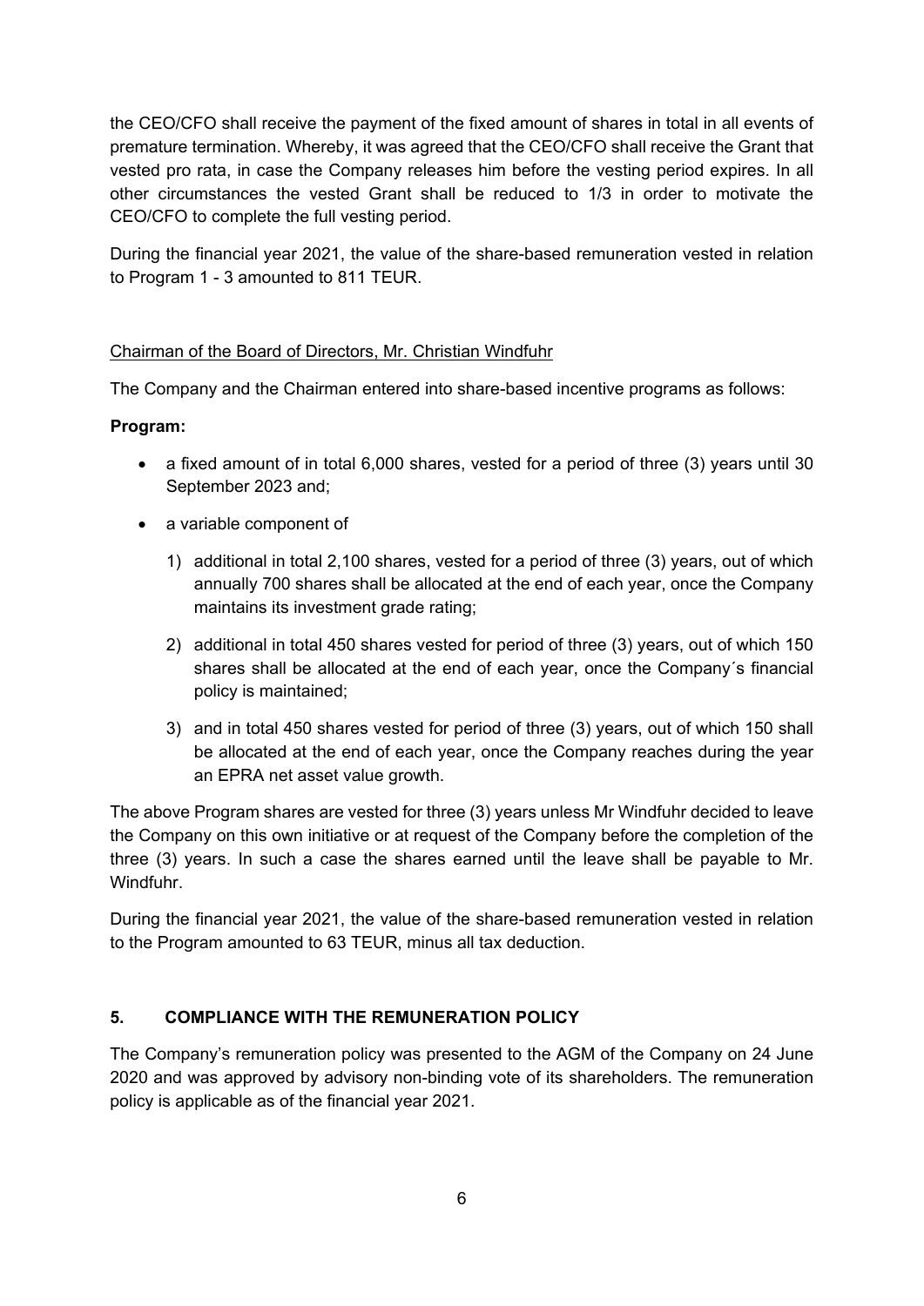the CEO/CFO shall receive the payment of the fixed amount of shares in total in all events of premature termination. Whereby, it was agreed that the CEO/CFO shall receive the Grant that vested pro rata, in case the Company releases him before the vesting period expires. In all other circumstances the vested Grant shall be reduced to 1/3 in order to motivate the CEO/CFO to complete the full vesting period.

During the financial year 2021, the value of the share-based remuneration vested in relation to Program 1 - 3 amounted to 811 TEUR.

Chairman of the Board of Directors, Mr. Christian Windfuhr

The Company and the Chairman entered into share-based incentive programs as follows:

**Program:**

- a fixed amount of in total 6,000 shares, vested for a period of three (3) years until 30 September 2023 and;
- a variable component of
  1) additional in total 2,100 shares, vested for a period of three (3) years, out of which annually 700 shares shall be allocated at the end of each year, once the Company maintains its investment grade rating;
  2) additional in total 450 shares vested for period of three (3) years, out of which 150 shares shall be allocated at the end of each year, once the Company´s financial policy is maintained;
  3) and in total 450 shares vested for period of three (3) years, out of which 150 shall be allocated at the end of each year, once the Company reaches during the year an EPRA net asset value growth.

The above Program shares are vested for three (3) years unless Mr Windfuhr decided to leave the Company on this own initiative or at request of the Company before the completion of the three (3) years. In such a case the shares earned until the leave shall be payable to Mr. Windfuhr.

During the financial year 2021, the value of the share-based remuneration vested in relation to the Program amounted to 63 TEUR, minus all tax deduction.

## 5. COMPLIANCE WITH THE REMUNERATION POLICY

The Company's remuneration policy was presented to the AGM of the Company on 24 June 2020 and was approved by advisory non-binding vote of its shareholders. The remuneration policy is applicable as of the financial year 2021.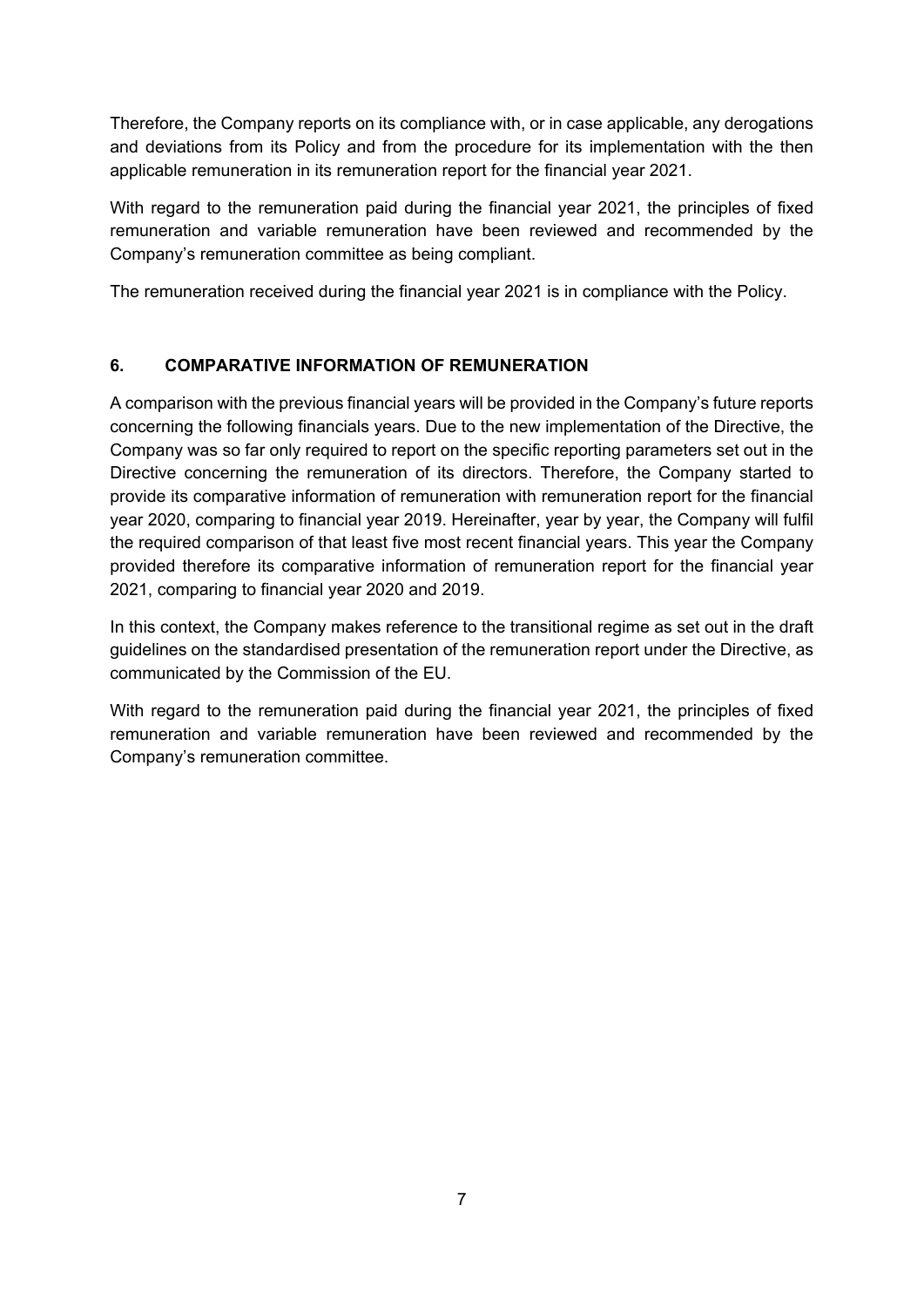Therefore, the Company reports on its compliance with, or in case applicable, any derogations and deviations from its Policy and from the procedure for its implementation with the then applicable remuneration in its remuneration report for the financial year 2021.

With regard to the remuneration paid during the financial year 2021, the principles of fixed remuneration and variable remuneration have been reviewed and recommended by the Company's remuneration committee as being compliant.

The remuneration received during the financial year 2021 is in compliance with the Policy.

## 6. COMPARATIVE INFORMATION OF REMUNERATION

A comparison with the previous financial years will be provided in the Company's future reports concerning the following financials years. Due to the new implementation of the Directive, the Company was so far only required to report on the specific reporting parameters set out in the Directive concerning the remuneration of its directors. Therefore, the Company started to provide its comparative information of remuneration with remuneration report for the financial year 2020, comparing to financial year 2019. Hereinafter, year by year, the Company will fulfil the required comparison of that least five most recent financial years. This year the Company provided therefore its comparative information of remuneration report for the financial year 2021, comparing to financial year 2020 and 2019.

In this context, the Company makes reference to the transitional regime as set out in the draft guidelines on the standardised presentation of the remuneration report under the Directive, as communicated by the Commission of the EU.

With regard to the remuneration paid during the financial year 2021, the principles of fixed remuneration and variable remuneration have been reviewed and recommended by the Company's remuneration committee.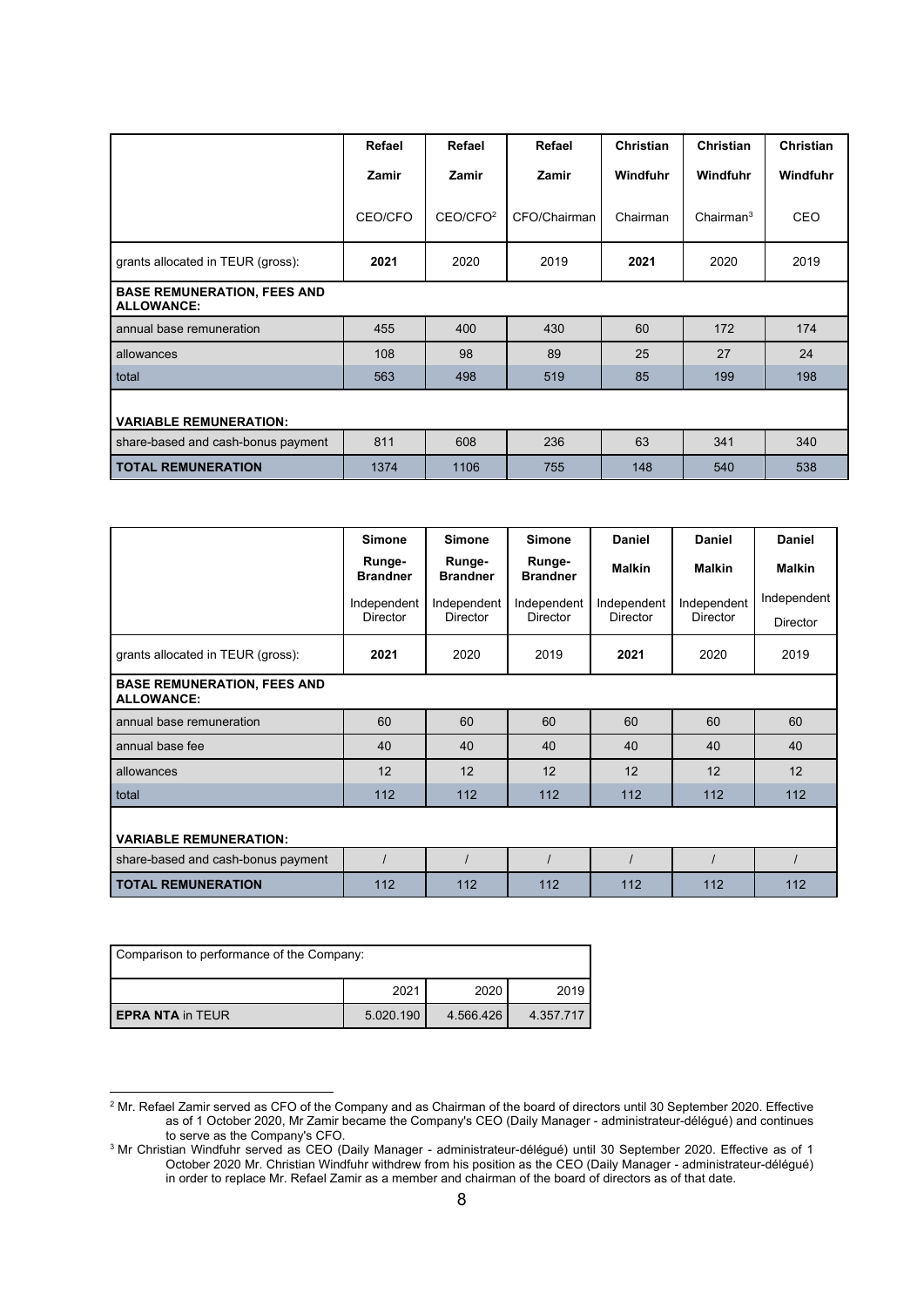| | Refael Zamir | Refael Zamir | Refael Zamir | Christian Windfuhr | Christian Windfuhr | Christian Windfuhr |
|---|---|---|---|---|---|---|
| | CEO/CFO | CEO/CFO[2] | CFO/Chairman | Chairman | Chairman[3] | CEO |
| grants allocated in TEUR (gross): | **2021** | 2020 | 2019 | **2021** | 2020 | 2019 |
| **BASE REMUNERATION, FEES AND ALLOWANCE:** | | | | | | |
| annual base remuneration | 455 | 400 | 430 | 60 | 172 | 174 |
| allowances | 108 | 98 | 89 | 25 | 27 | 24 |
| total | 563 | 498 | 519 | 85 | 199 | 198 |
| **VARIABLE REMUNERATION:** | | | | | | |
| share-based and cash-bonus payment | 811 | 608 | 236 | 63 | 341 | 340 |
| **TOTAL REMUNERATION** | 1374 | 1106 | 755 | 148 | 540 | 538 |

| | Simone Runge-Brandner | Simone Runge-Brandner | Simone Runge-Brandner | Daniel Malkin | Daniel Malkin | Daniel Malkin |
|---|---|---|---|---|---|---|
| | Independent Director | Independent Director | Independent Director | Independent Director | Independent Director | Independent Director |
| grants allocated in TEUR (gross): | **2021** | 2020 | 2019 | **2021** | 2020 | 2019 |
| **BASE REMUNERATION, FEES AND ALLOWANCE:** | | | | | | |
| annual base remuneration | 60 | 60 | 60 | 60 | 60 | 60 |
| annual base fee | 40 | 40 | 40 | 40 | 40 | 40 |
| allowances | 12 | 12 | 12 | 12 | 12 | 12 |
| total | 112 | 112 | 112 | 112 | 112 | 112 |
| **VARIABLE REMUNERATION:** | | | | | | |
| share-based and cash-bonus payment | / | / | / | / | / | / |
| **TOTAL REMUNERATION** | 112 | 112 | 112 | 112 | 112 | 112 |

| Comparison to performance of the Company: | | | |
|---|---|---|---|
| | 2021 | 2020 | 2019 |
| **EPRA NTA** in TEUR | 5.020.190 | 4.566.426 | 4.357.717 |

[2] Mr. Refael Zamir served as CFO of the Company and as Chairman of the board of directors until 30 September 2020. Effective as of 1 October 2020, Mr Zamir became the Company's CEO (Daily Manager - administrateur-délégué) and continues to serve as the Company's CFO.

[3] Mr Christian Windfuhr served as CEO (Daily Manager - administrateur-délégué) until 30 September 2020. Effective as of 1 October 2020 Mr. Christian Windfuhr withdrew from his position as the CEO (Daily Manager - administrateur-délégué) in order to replace Mr. Refael Zamir as a member and chairman of the board of directors as of that date.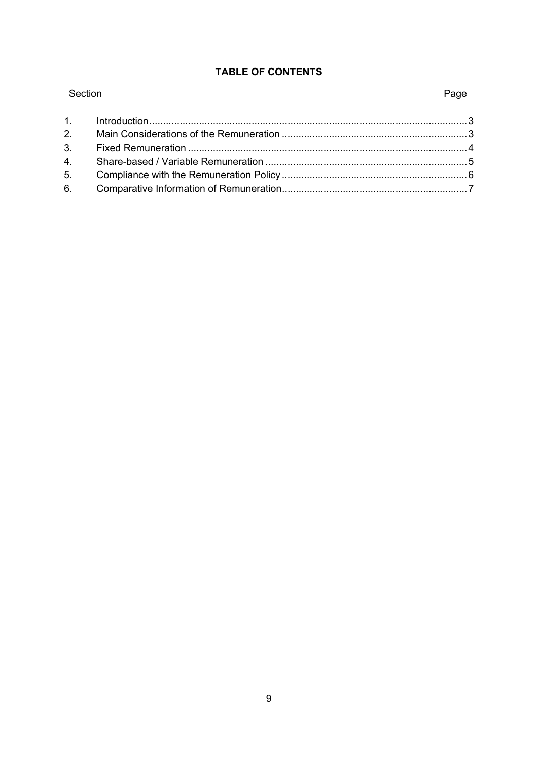## TABLE OF CONTENTS

| Section | | Page |
|---|---|---|
| 1. | Introduction | 3 |
| 2. | Main Considerations of the Remuneration | 3 |
| 3. | Fixed Remuneration | 4 |
| 4. | Share-based / Variable Remuneration | 5 |
| 5. | Compliance with the Remuneration Policy | 6 |
| 6. | Comparative Information of Remuneration | 7 |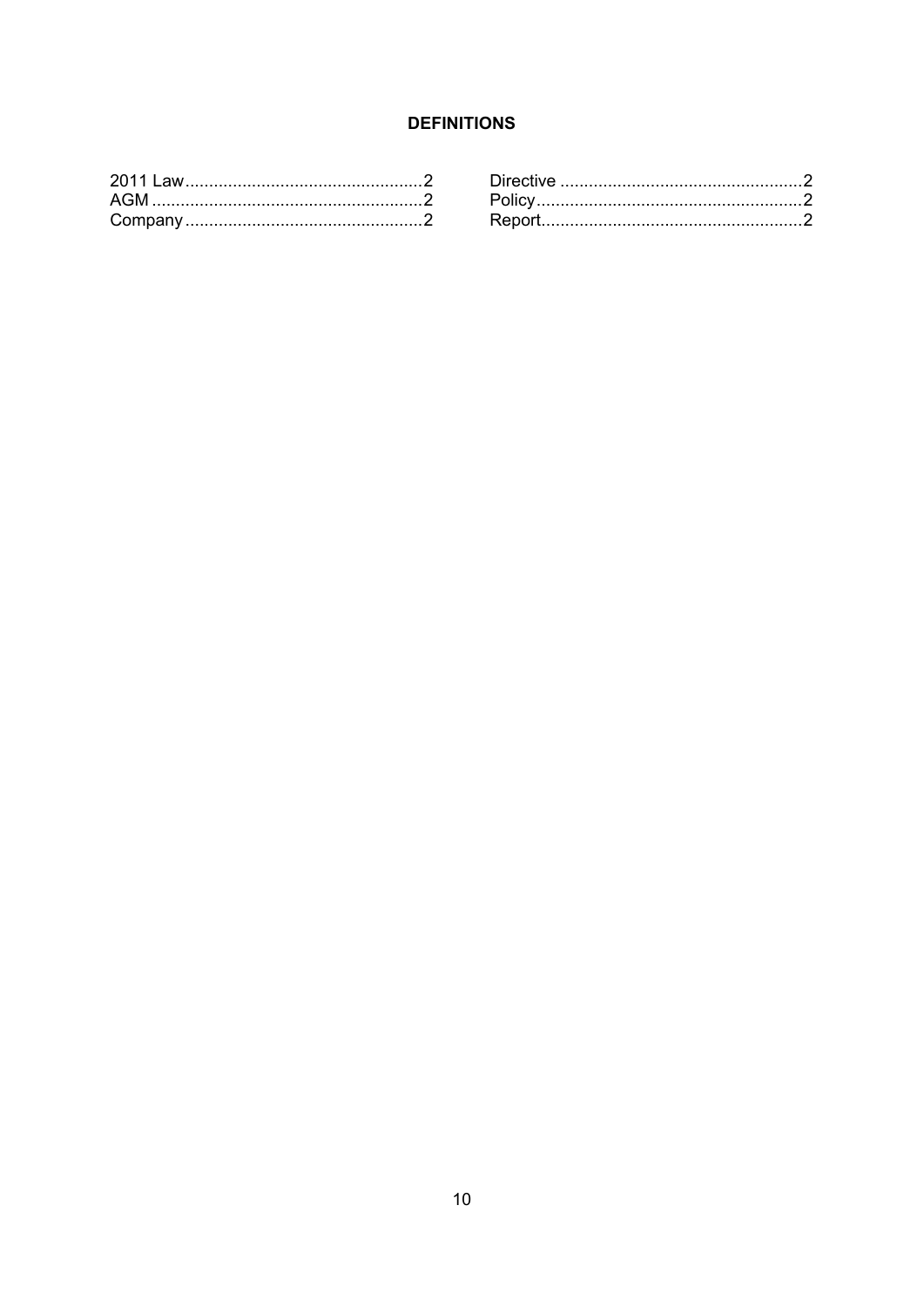**DEFINITIONS**

2011 Law.................................................2
AGM.........................................................2
Company.................................................2
Directive..................................................2
Policy.......................................................2
Report......................................................2